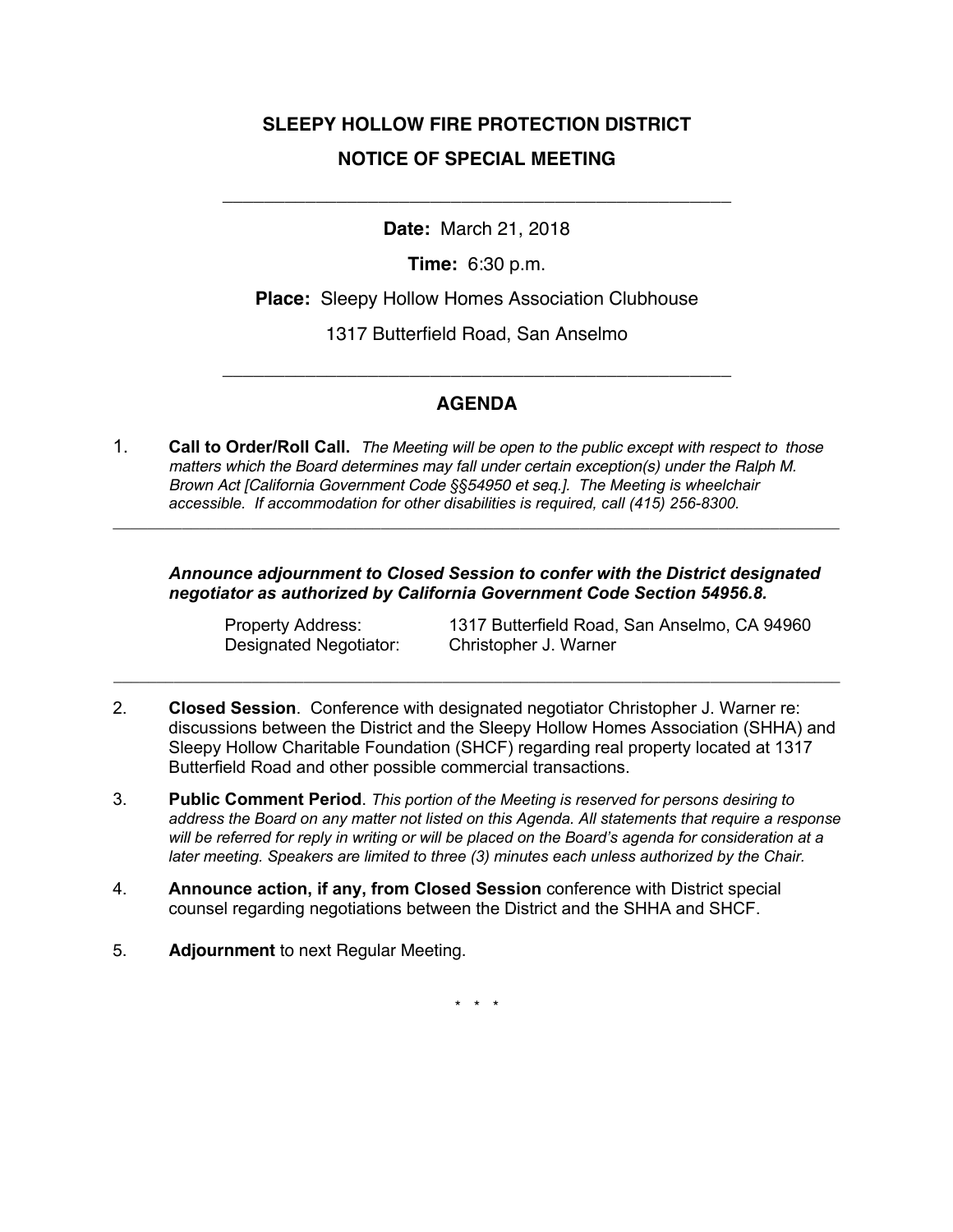# SLEEPY HOLLOW FIRE PROTECTION DISTRICT

## NOTICE OF SPECIAL MEETING

---

**Date:** March 21, 2018

**Time:** 6:30 p.m.

**Place:** Sleepy Hollow Homes Association Clubhouse

1317 Butterfield Road, San Anselmo

---

## AGENDA

1. **Call to Order/Roll Call.** *The Meeting will be open to the public except with respect to those matters which the Board determines may fall under certain exception(s) under the Ralph M. Brown Act [California Government Code §§54950 et seq.]. The Meeting is wheelchair accessible. If accommodation for other disabilities is required, call (415) 256-8300.*

---

***Announce adjournment to Closed Session to confer with the District designated negotiator as authorized by California Government Code Section 54956.8.***

Property Address: 1317 Butterfield Road, San Anselmo, CA 94960
Designated Negotiator: Christopher J. Warner

---

2. **Closed Session**. Conference with designated negotiator Christopher J. Warner re: discussions between the District and the Sleepy Hollow Homes Association (SHHA) and Sleepy Hollow Charitable Foundation (SHCF) regarding real property located at 1317 Butterfield Road and other possible commercial transactions.

3. **Public Comment Period**. *This portion of the Meeting is reserved for persons desiring to address the Board on any matter not listed on this Agenda. All statements that require a response will be referred for reply in writing or will be placed on the Board's agenda for consideration at a later meeting. Speakers are limited to three (3) minutes each unless authorized by the Chair.*

4. **Announce action, if any, from Closed Session** conference with District special counsel regarding negotiations between the District and the SHHA and SHCF.

5. **Adjournment** to next Regular Meeting.

\* \* \*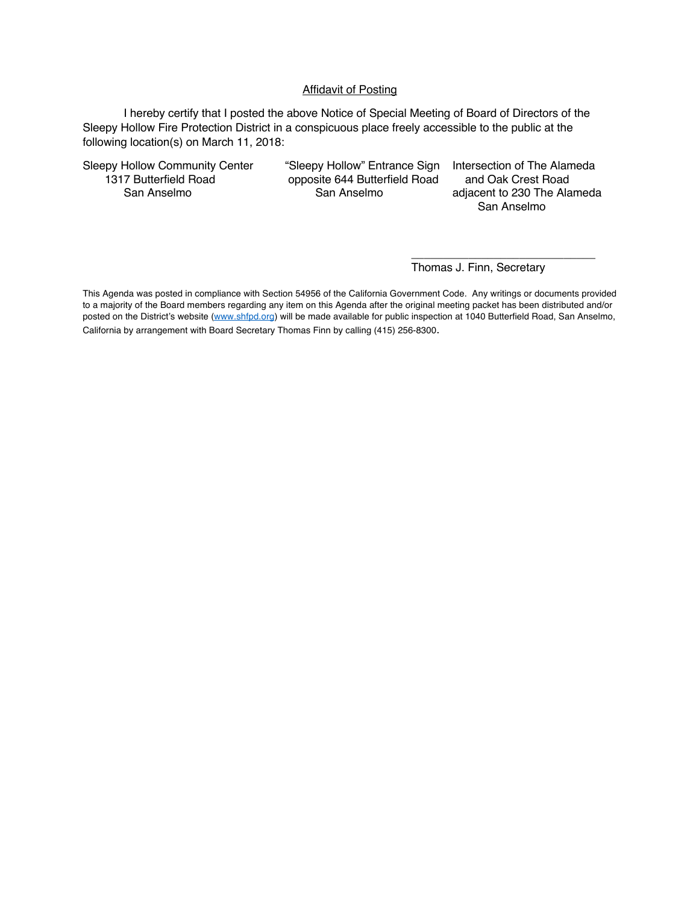## Affidavit of Posting

I hereby certify that I posted the above Notice of Special Meeting of Board of Directors of the Sleepy Hollow Fire Protection District in a conspicuous place freely accessible to the public at the following location(s) on March 11, 2018:

Sleepy Hollow Community Center
1317 Butterfield Road
San Anselmo

"Sleepy Hollow" Entrance Sign
opposite 644 Butterfield Road
San Anselmo

Intersection of The Alameda
and Oak Crest Road
adjacent to 230 The Alameda
San Anselmo

\_\_\_\_\_\_\_\_\_\_\_\_\_\_\_\_\_\_\_\_\_\_\_\_\_\_\_\_\_\_
Thomas J. Finn, Secretary

This Agenda was posted in compliance with Section 54956 of the California Government Code. Any writings or documents provided to a majority of the Board members regarding any item on this Agenda after the original meeting packet has been distributed and/or posted on the District's website (www.shfpd.org) will be made available for public inspection at 1040 Butterfield Road, San Anselmo, California by arrangement with Board Secretary Thomas Finn by calling (415) 256-8300.